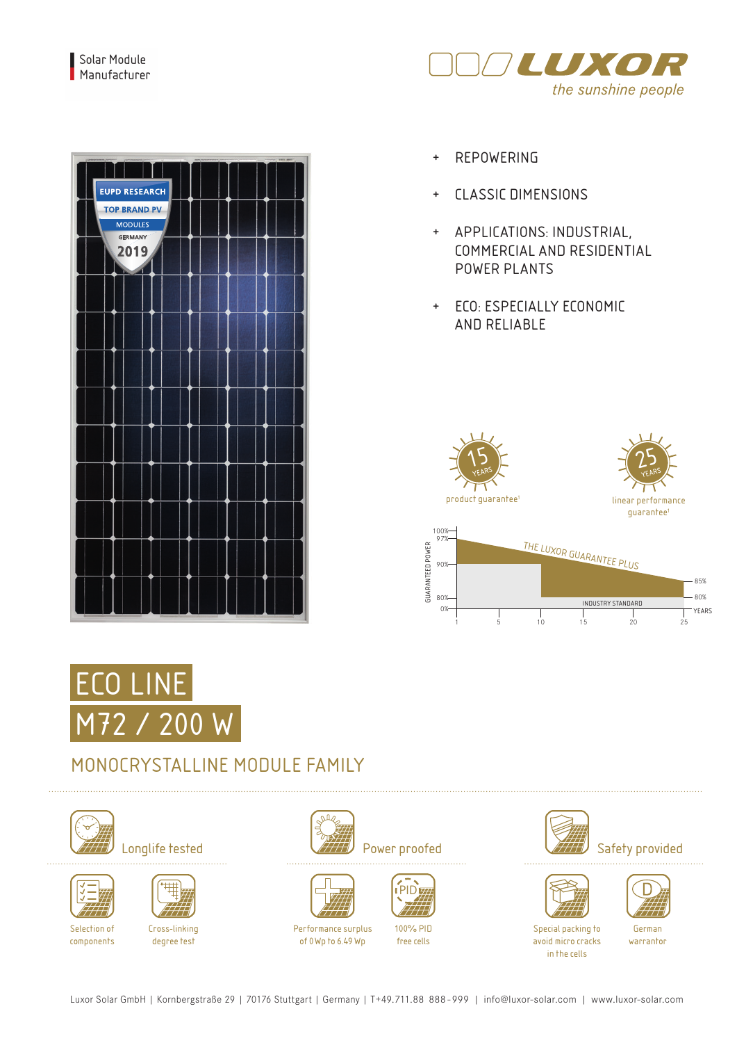Solar Module Manufacturer

LUXOR
*the sunshine people*

- REPOWERING
- CLASSIC DIMENSIONS
- APPLICATIONS: INDUSTRIAL, COMMERCIAL AND RESIDENTIAL POWER PLANTS
- ECO: ESPECIALLY ECONOMIC AND RELIABLE

15 YEARS product guarantee[1]

25 YEARS linear performance guarantee[1]

GUARANTEED POWER: 100%, 97%, 90%, 80%, 0% — THE LUXOR GUARANTEE PLUS — 85%, 80% — INDUSTRY STANDARD — YEARS: 1, 5, 10, 15, 20, 25

# ECO LINE
# M72 / 200 W

## MONOCRYSTALLINE MODULE FAMILY

### Longlife tested
- Selection of components
- Cross-linking degree test

### Power proofed
- Performance surplus of 0 Wp to 6.49 Wp
- 100% PID free cells

### Safety provided
- Special packing to avoid micro cracks in the cells
- German warrantor

Luxor Solar GmbH | Kornbergstraße 29 | 70176 Stuttgart | Germany | T+49.711.88 888-999 | info@luxor-solar.com | www.luxor-solar.com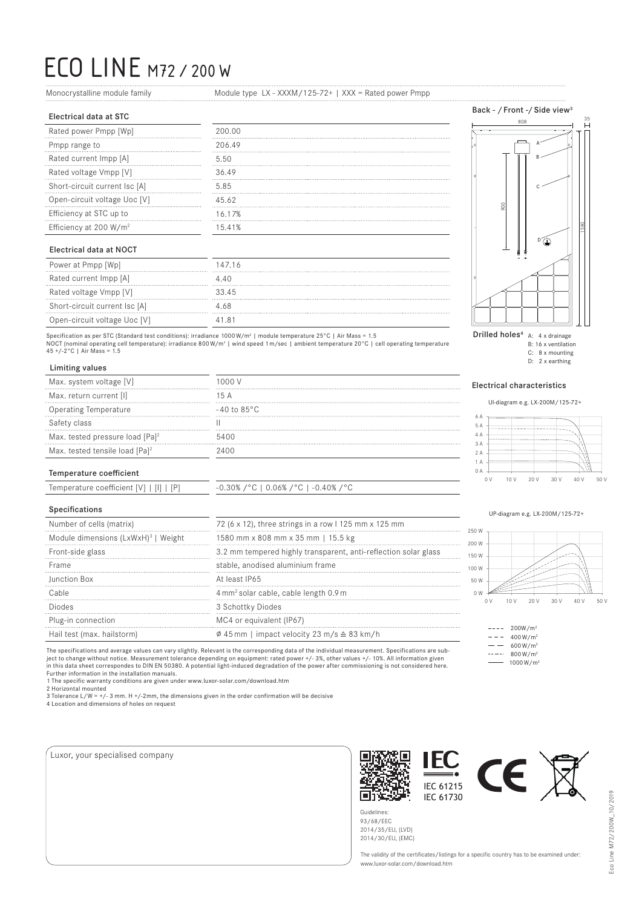# ECO LINE M72 / 200 W

Monocrystalline module family

Module type LX - XXXM/125-72+ | XXX = Rated power Pmpp

### Electrical data at STC

| | |
|---|---|
| Rated power Pmpp [Wp] | 200.00 |
| Pmpp range to | 206.49 |
| Rated current Impp [A] | 5.50 |
| Rated voltage Vmpp [V] | 36.49 |
| Short-circuit current Isc [A] | 5.85 |
| Open-circuit voltage Uoc [V] | 45.62 |
| Efficiency at STC up to | 16.17% |
| Efficiency at 200 W/m² | 15.41% |

### Electrical data at NOCT

| | |
|---|---|
| Power at Pmpp [Wp] | 147.16 |
| Rated current Impp [A] | 4.40 |
| Rated voltage Vmpp [V] | 33.45 |
| Short-circuit current Isc [A] | 4.68 |
| Open-circuit voltage Uoc [V] | 41.81 |

Specification as per STC (Standard test conditions): irradiance 1000 W/m² | module temperature 25°C | Air Mass = 1.5
NOCT (nominal operating cell temperature): irradiance 800 W/m² | wind speed 1 m/sec | ambient temperature 20°C | cell operating temperature 45 +/-2°C | Air Mass = 1.5

### Limiting values

| | |
|---|---|
| Max. system voltage [V] | 1000 V |
| Max. return current [I] | 15 A |
| Operating Temperature | -40 to 85°C |
| Safety class | II |
| Max. tested pressure load [Pa][2] | 5400 |
| Max. tested tensile load [Pa][2] | 2400 |

### Temperature coefficient

| | |
|---|---|
| Temperature coefficient [V] \| [I] \| [P] | -0.30% /°C \| 0.06% /°C \| -0.40% /°C |

### Specifications

| | |
|---|---|
| Number of cells (matrix) | 72 (6 x 12), three strings in a row I 125 mm x 125 mm |
| Module dimensions (LxWxH)[3] \| Weight | 1580 mm x 808 mm x 35 mm \| 15.5 kg |
| Front-side glass | 3.2 mm tempered highly transparent, anti-reflection solar glass |
| Frame | stable, anodised aluminium frame |
| Junction Box | At least IP65 |
| Cable | 4 mm² solar cable, cable length 0.9 m |
| Diodes | 3 Schottky Diodes |
| Plug-in connection | MC4 or equivalent (IP67) |
| Hail test (max. hailstorm) | Ø 45 mm \| impact velocity 23 m/s ≙ 83 km/h |

The specifications and average values can vary slightly. Relevant is the corresponding data of the individual measurement. Specifications are subject to change without notice. Measurement tolerance depending on equipment: rated power +/- 3%, other values +/- 10%. All information given in this data sheet correspondes to DIN EN 50380. A potential light-induced degradation of the power after commissioning is not considered here. Further information in the installation manuals.

1 The specific warranty conditions are given under www.luxor-solar.com/download.htm
2 Horizontal mounted
3 Tolerance L/W = +/- 3 mm. H +/-2mm, the dimensions given in the order confirmation will be decisive
4 Location and dimensions of holes on request

### Back - / Front -/ Side view[3]

808
35
900
1580
A
B
C
D

Drilled holes[4]
A: 4 x drainage
B: 16 x ventilation
C: 8 x mounting
D: 2 x earthing

### Electrical characteristics

UI-diagram e.g. LX-200M/125-72+

6 A
5 A
4 A
3 A
2 A
1 A
0 A
0 V 10 V 20 V 30 V 40 V 50 V

UP-diagram e.g. LX-200M/125-72+

250 W
200 W
150 W
100 W
50 W
0 W
0 V 10 V 20 V 30 V 40 V 50 V

200W/m²
400 W/m²
600 W/m²
800 W/m²
1000 W/m²

Luxor, your specialised company

IEC 61215
IEC 61730

Guidelines:
93/68/EEC
2014/35/EU, (LVD)
2014/30/EU, (EMC)

The validity of the certificates/listings for a specific country has to be examined under: www.luxor-solar.com/download.htm

Eco Line M72/200W_10/2019